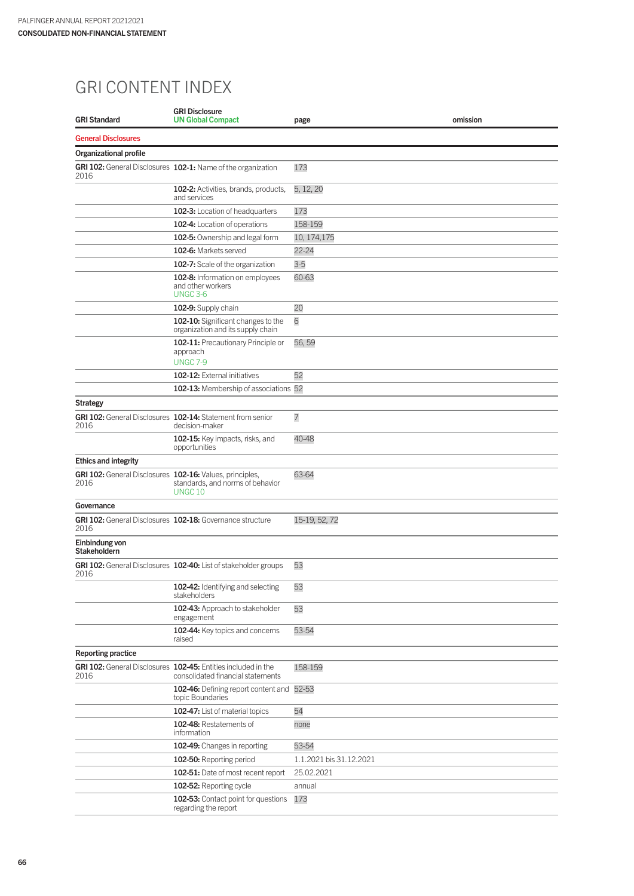# GRI CONTENT INDEX

| GRI Standard | GRI Disclosure<br>UN Global Compact | page | omission |
|---|---|---|---|
| **General Disclosures** | | | |
| **Organizational profile** | | | |
| **GRI 102:** General Disclosures 2016 | **102-1:** Name of the organization | 173 | |
| | **102-2:** Activities, brands, products, and services | 5, 12, 20 | |
| | **102-3:** Location of headquarters | 173 | |
| | **102-4:** Location of operations | 158-159 | |
| | **102-5:** Ownership and legal form | 10, 174,175 | |
| | **102-6:** Markets served | 22-24 | |
| | **102-7:** Scale of the organization | 3-5 | |
| | **102-8:** Information on employees and other workers<br>UNGC 3-6 | 60-63 | |
| | **102-9:** Supply chain | 20 | |
| | **102-10:** Significant changes to the organization and its supply chain | 6 | |
| | **102-11:** Precautionary Principle or approach<br>UNGC 7-9 | 56, 59 | |
| | **102-12:** External initiatives | 52 | |
| | **102-13:** Membership of associations | 52 | |
| **Strategy** | | | |
| **GRI 102:** General Disclosures 2016 | **102-14:** Statement from senior decision-maker | 7 | |
| | **102-15:** Key impacts, risks, and opportunities | 40-48 | |
| **Ethics and integrity** | | | |
| **GRI 102:** General Disclosures 2016 | **102-16:** Values, principles, standards, and norms of behavior<br>UNGC 10 | 63-64 | |
| **Governance** | | | |
| **GRI 102:** General Disclosures 2016 | **102-18:** Governance structure | 15-19, 52, 72 | |
| **Einbindung von Stakeholdern** | | | |
| **GRI 102:** General Disclosures 2016 | **102-40:** List of stakeholder groups | 53 | |
| | **102-42:** Identifying and selecting stakeholders | 53 | |
| | **102-43:** Approach to stakeholder engagement | 53 | |
| | **102-44:** Key topics and concerns raised | 53-54 | |
| **Reporting practice** | | | |
| **GRI 102:** General Disclosures 2016 | **102-45:** Entities included in the consolidated financial statements | 158-159 | |
| | **102-46:** Defining report content and topic Boundaries | 52-53 | |
| | **102-47:** List of material topics | 54 | |
| | **102-48:** Restatements of information | none | |
| | **102-49:** Changes in reporting | 53-54 | |
| | **102-50:** Reporting period | 1.1.2021 bis 31.12.2021 | |
| | **102-51:** Date of most recent report | 25.02.2021 | |
| | **102-52:** Reporting cycle | annual | |
| | **102-53:** Contact point for questions regarding the report | 173 | |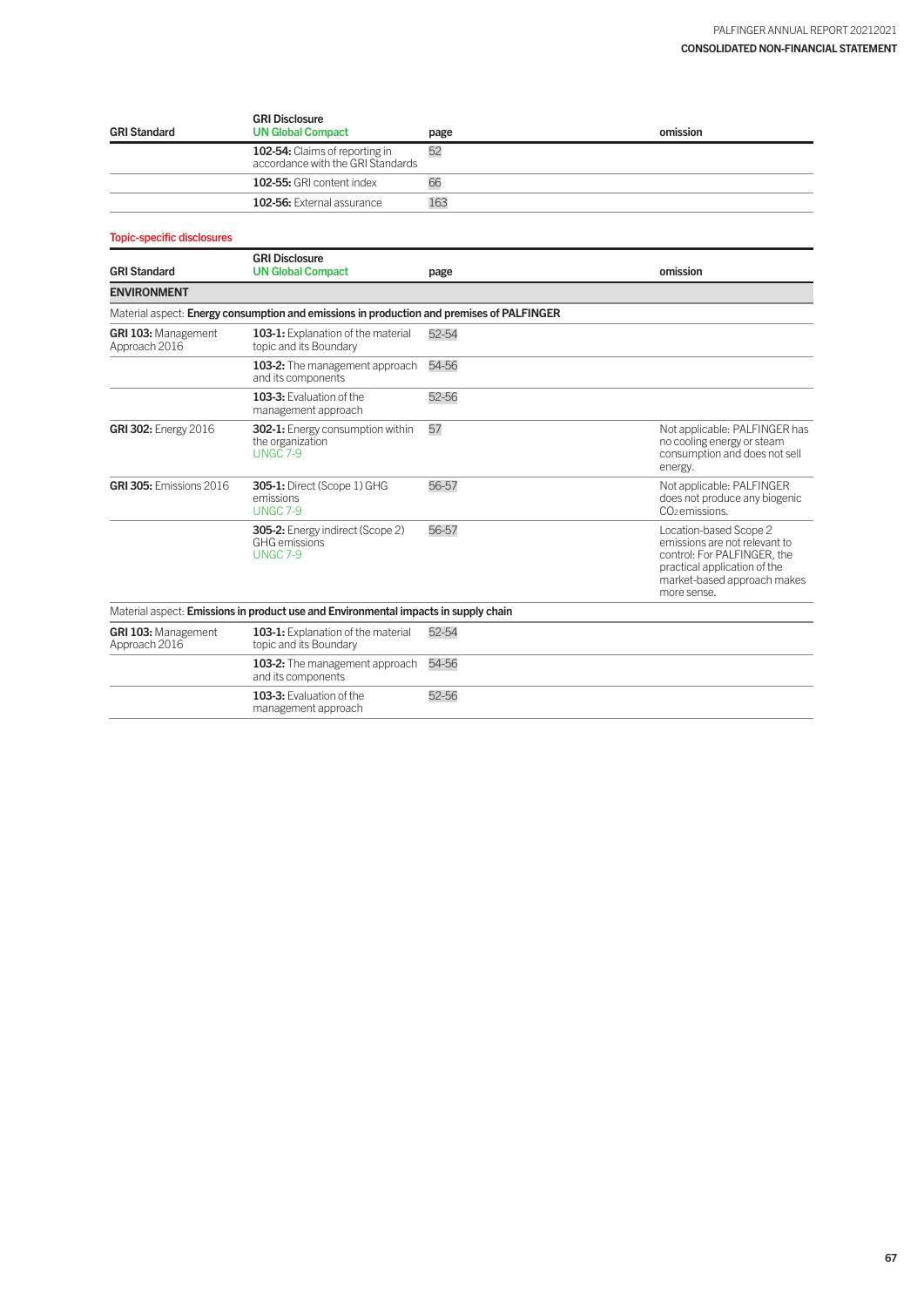| GRI Standard | GRI Disclosure<br>UN Global Compact | page | omission |
|---|---|---|---|
| | **102-54:** Claims of reporting in accordance with the GRI Standards | 52 | |
| | **102-55:** GRI content index | 66 | |
| | **102-56:** External assurance | 163 | |

## Topic-specific disclosures

| GRI Standard | GRI Disclosure<br>UN Global Compact | page | omission |
|---|---|---|---|
| **ENVIRONMENT** | | | |
| Material aspect: **Energy consumption and emissions in production and premises of PALFINGER** | | | |
| **GRI 103:** Management Approach 2016 | **103-1:** Explanation of the material topic and its Boundary | 52-54 | |
| | **103-2:** The management approach and its components | 54-56 | |
| | **103-3:** Evaluation of the management approach | 52-56 | |
| **GRI 302:** Energy 2016 | **302-1:** Energy consumption within the organization<br>UNGC 7-9 | 57 | Not applicable: PALFINGER has no cooling energy or steam consumption and does not sell energy. |
| **GRI 305:** Emissions 2016 | **305-1:** Direct (Scope 1) GHG emissions<br>UNGC 7-9 | 56-57 | Not applicable: PALFINGER does not produce any biogenic $CO_2$ emissions. |
| | **305-2:** Energy indirect (Scope 2) GHG emissions<br>UNGC 7-9 | 56-57 | Location-based Scope 2 emissions are not relevant to control: For PALFINGER, the practical application of the market-based approach makes more sense. |
| Material aspect: **Emissions in product use and Environmental impacts in supply chain** | | | |
| **GRI 103:** Management Approach 2016 | **103-1:** Explanation of the material topic and its Boundary | 52-54 | |
| | **103-2:** The management approach and its components | 54-56 | |
| | **103-3:** Evaluation of the management approach | 52-56 | |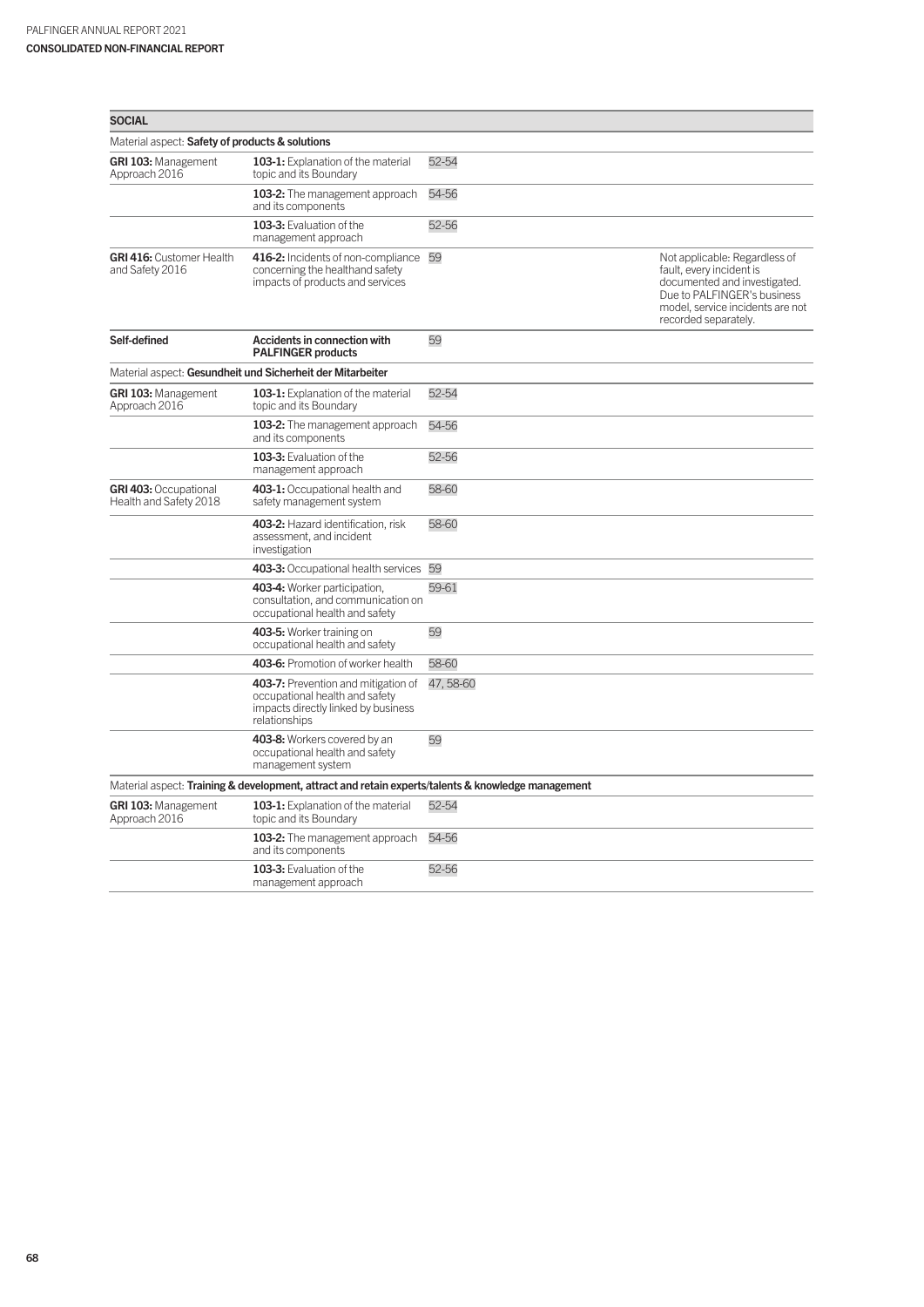| SOCIAL | | | | |
|---|---|---|---|---|
| Material aspect: **Safety of products & solutions** | | | | |
| **GRI 103:** Management Approach 2016 | **103-1:** Explanation of the material topic and its Boundary | 52-54 | | |
| | **103-2:** The management approach and its components | 54-56 | | |
| | **103-3:** Evaluation of the management approach | 52-56 | | |
| **GRI 416:** Customer Health and Safety 2016 | **416-2:** Incidents of non-compliance concerning the healthand safety impacts of products and services | 59 | | Not applicable: Regardless of fault, every incident is documented and investigated. Due to PALFINGER's business model, service incidents are not recorded separately. |
| **Self-defined** | **Accidents in connection with PALFINGER products** | 59 | | |
| Material aspect: **Gesundheit und Sicherheit der Mitarbeiter** | | | | |
| **GRI 103:** Management Approach 2016 | **103-1:** Explanation of the material topic and its Boundary | 52-54 | | |
| | **103-2:** The management approach and its components | 54-56 | | |
| | **103-3:** Evaluation of the management approach | 52-56 | | |
| **GRI 403:** Occupational Health and Safety 2018 | **403-1:** Occupational health and safety management system | 58-60 | | |
| | **403-2:** Hazard identification, risk assessment, and incident investigation | 58-60 | | |
| | **403-3:** Occupational health services | 59 | | |
| | **403-4:** Worker participation, consultation, and communication on occupational health and safety | 59-61 | | |
| | **403-5:** Worker training on occupational health and safety | 59 | | |
| | **403-6:** Promotion of worker health | 58-60 | | |
| | **403-7:** Prevention and mitigation of occupational health and safety impacts directly linked by business relationships | 47, 58-60 | | |
| | **403-8:** Workers covered by an occupational health and safety management system | 59 | | |
| Material aspect: **Training & development, attract and retain experts/talents & knowledge management** | | | | |
| **GRI 103:** Management Approach 2016 | **103-1:** Explanation of the material topic and its Boundary | 52-54 | | |
| | **103-2:** The management approach and its components | 54-56 | | |
| | **103-3:** Evaluation of the management approach | 52-56 | | |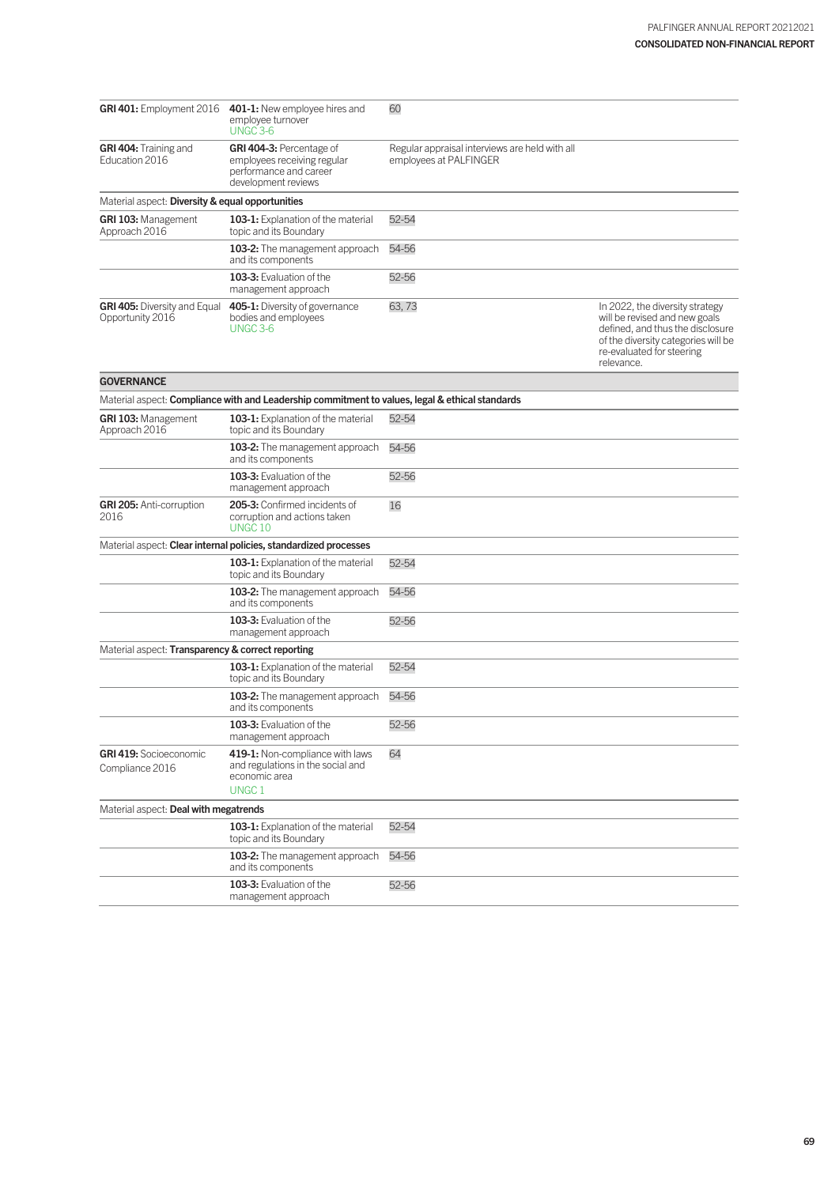| | | | |
|---|---|---|---|
| **GRI 401:** Employment 2016 | **401-1:** New employee hires and employee turnover UNGC 3-6 | 60 | |
| **GRI 404:** Training and Education 2016 | **GRI 404-3:** Percentage of employees receiving regular performance and career development reviews | Regular appraisal interviews are held with all employees at PALFINGER | |
| Material aspect: **Diversity & equal opportunities** | | | |
| **GRI 103:** Management Approach 2016 | **103-1:** Explanation of the material topic and its Boundary | 52-54 | |
| | **103-2:** The management approach and its components | 54-56 | |
| | **103-3:** Evaluation of the management approach | 52-56 | |
| **GRI 405:** Diversity and Equal Opportunity 2016 | **405-1:** Diversity of governance bodies and employees UNGC 3-6 | 63, 73 | In 2022, the diversity strategy will be revised and new goals defined, and thus the disclosure of the diversity categories will be re-evaluated for steering relevance. |
| **GOVERNANCE** | | | |
| Material aspect: **Compliance with and Leadership commitment to values, legal & ethical standards** | | | |
| **GRI 103:** Management Approach 2016 | **103-1:** Explanation of the material topic and its Boundary | 52-54 | |
| | **103-2:** The management approach and its components | 54-56 | |
| | **103-3:** Evaluation of the management approach | 52-56 | |
| **GRI 205:** Anti-corruption 2016 | **205-3:** Confirmed incidents of corruption and actions taken UNGC 10 | 16 | |
| Material aspect: **Clear internal policies, standardized processes** | | | |
| | **103-1:** Explanation of the material topic and its Boundary | 52-54 | |
| | **103-2:** The management approach and its components | 54-56 | |
| | **103-3:** Evaluation of the management approach | 52-56 | |
| Material aspect: **Transparency & correct reporting** | | | |
| | **103-1:** Explanation of the material topic and its Boundary | 52-54 | |
| | **103-2:** The management approach and its components | 54-56 | |
| | **103-3:** Evaluation of the management approach | 52-56 | |
| **GRI 419:** Socioeconomic Compliance 2016 | **419-1:** Non-compliance with laws and regulations in the social and economic area UNGC 1 | 64 | |
| Material aspect: **Deal with megatrends** | | | |
| | **103-1:** Explanation of the material topic and its Boundary | 52-54 | |
| | **103-2:** The management approach and its components | 54-56 | |
| | **103-3:** Evaluation of the management approach | 52-56 | |